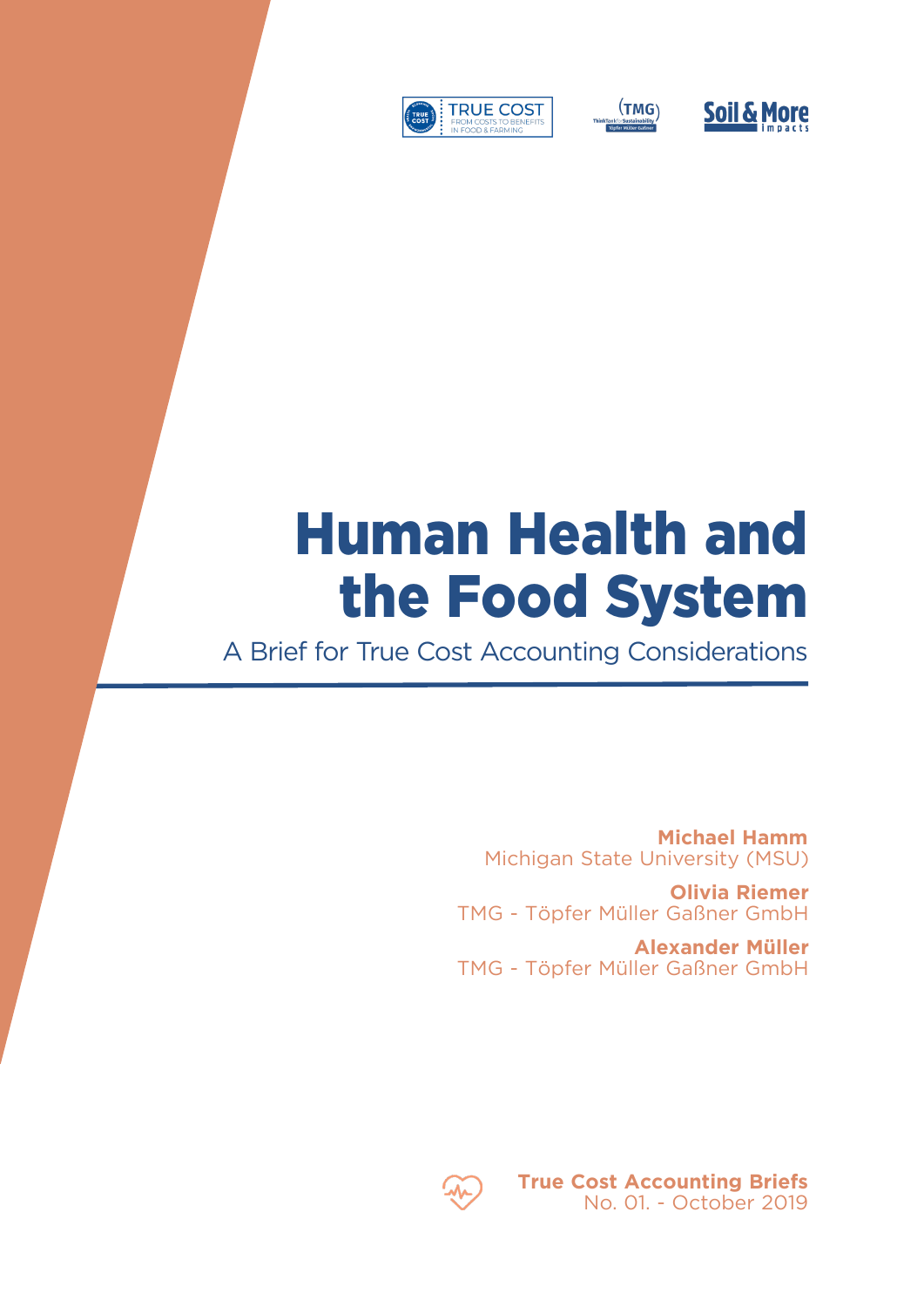TRUE COST
FROM COSTS TO BENEFITS IN FOOD & FARMING

TMG ThinkTank for Sustainability

Soil & More impacts

# Human Health and the Food System

## A Brief for True Cost Accounting Considerations

**Michael Hamm**
Michigan State University (MSU)

**Olivia Riemer**
TMG - Töpfer Müller Gaßner GmbH

**Alexander Müller**
TMG - Töpfer Müller Gaßner GmbH

**True Cost Accounting Briefs**
No. 01. - October 2019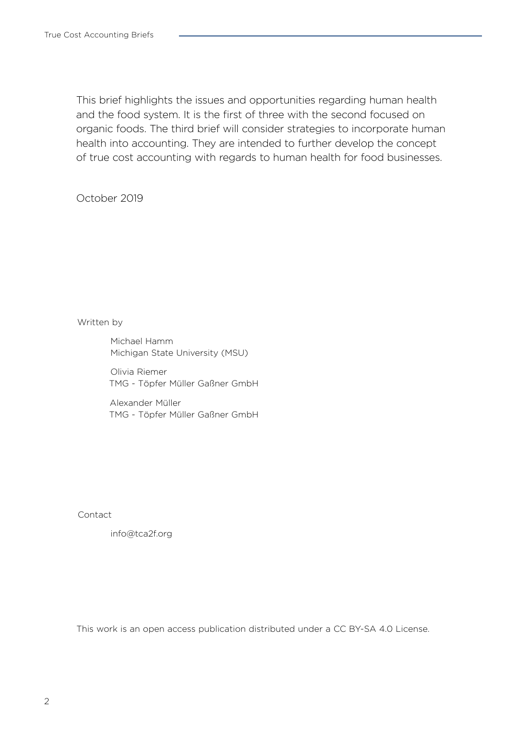This brief highlights the issues and opportunities regarding human health and the food system. It is the first of three with the second focused on organic foods. The third brief will consider strategies to incorporate human health into accounting. They are intended to further develop the concept of true cost accounting with regards to human health for food businesses.

October 2019

Written by

Michael Hamm
Michigan State University (MSU)

Olivia Riemer
TMG - Töpfer Müller Gaßner GmbH

Alexander Müller
TMG - Töpfer Müller Gaßner GmbH

Contact

info@tca2f.org

This work is an open access publication distributed under a CC BY-SA 4.0 License.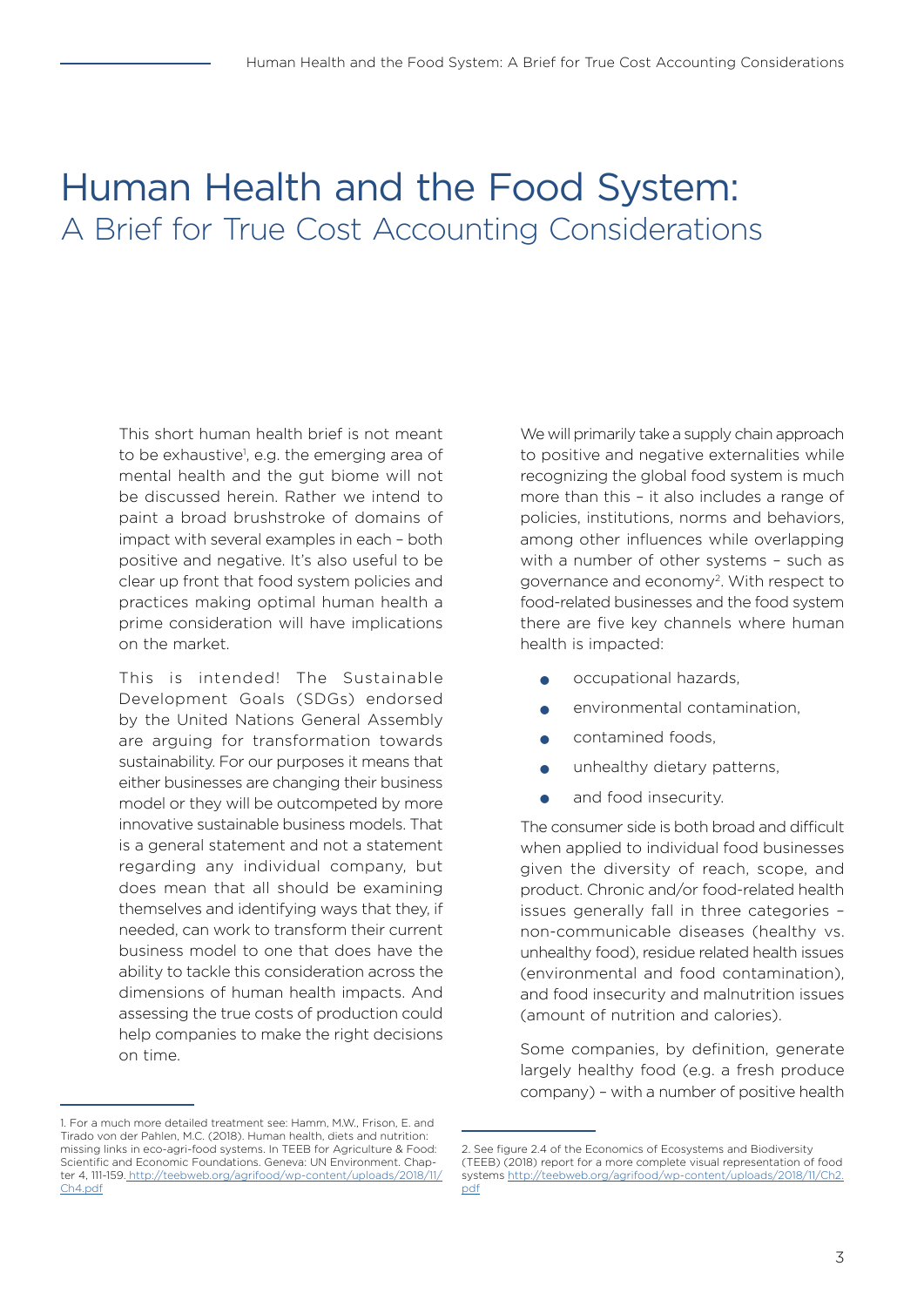# Human Health and the Food System:
## A Brief for True Cost Accounting Considerations

This short human health brief is not meant to be exhaustive[1], e.g. the emerging area of mental health and the gut biome will not be discussed herein. Rather we intend to paint a broad brushstroke of domains of impact with several examples in each – both positive and negative. It's also useful to be clear up front that food system policies and practices making optimal human health a prime consideration will have implications on the market.

This is intended! The Sustainable Development Goals (SDGs) endorsed by the United Nations General Assembly are arguing for transformation towards sustainability. For our purposes it means that either businesses are changing their business model or they will be outcompeted by more innovative sustainable business models. That is a general statement and not a statement regarding any individual company, but does mean that all should be examining themselves and identifying ways that they, if needed, can work to transform their current business model to one that does have the ability to tackle this consideration across the dimensions of human health impacts. And assessing the true costs of production could help companies to make the right decisions on time.

We will primarily take a supply chain approach to positive and negative externalities while recognizing the global food system is much more than this – it also includes a range of policies, institutions, norms and behaviors, among other influences while overlapping with a number of other systems – such as governance and economy[2]. With respect to food-related businesses and the food system there are five key channels where human health is impacted:

- occupational hazards,
- environmental contamination,
- contamined foods,
- unhealthy dietary patterns,
- and food insecurity.

The consumer side is both broad and difficult when applied to individual food businesses given the diversity of reach, scope, and product. Chronic and/or food-related health issues generally fall in three categories – non-communicable diseases (healthy vs. unhealthy food), residue related health issues (environmental and food contamination), and food insecurity and malnutrition issues (amount of nutrition and calories).

Some companies, by definition, generate largely healthy food (e.g. a fresh produce company) – with a number of positive health

---

1. For a much more detailed treatment see: Hamm, M.W., Frison, E. and Tirado von der Pahlen, M.C. (2018). Human health, diets and nutrition: missing links in eco-agri-food systems. In TEEB for Agriculture & Food: Scientific and Economic Foundations. Geneva: UN Environment. Chapter 4, 111-159. http://teebweb.org/agrifood/wp-content/uploads/2018/11/Ch4.pdf

2. See figure 2.4 of the Economics of Ecosystems and Biodiversity (TEEB) (2018) report for a more complete visual representation of food systems http://teebweb.org/agrifood/wp-content/uploads/2018/11/Ch2.pdf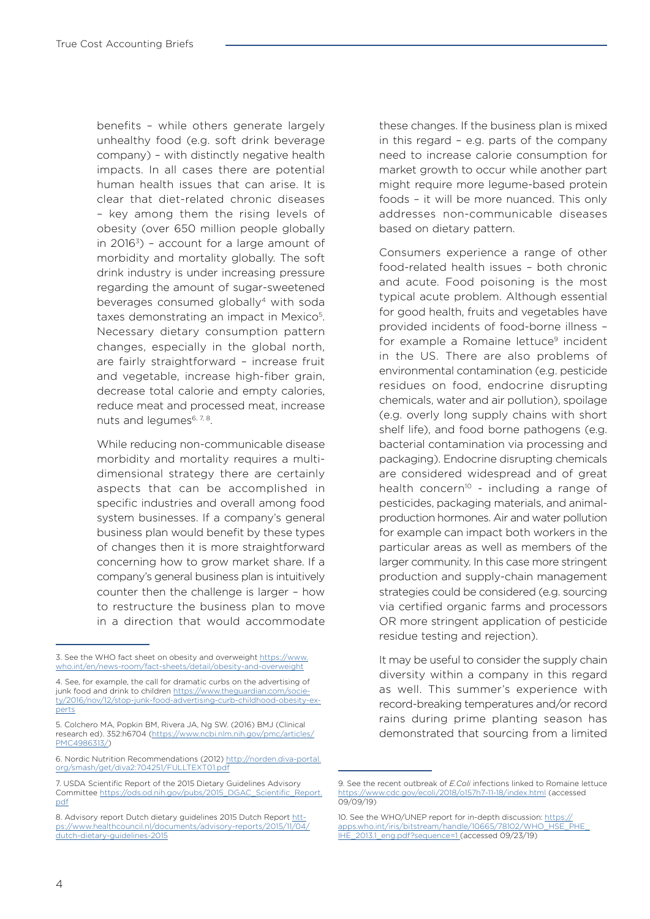benefits – while others generate largely unhealthy food (e.g. soft drink beverage company) – with distinctly negative health impacts. In all cases there are potential human health issues that can arise. It is clear that diet-related chronic diseases – key among them the rising levels of obesity (over 650 million people globally in 2016[3]) – account for a large amount of morbidity and mortality globally. The soft drink industry is under increasing pressure regarding the amount of sugar-sweetened beverages consumed globally[4] with soda taxes demonstrating an impact in Mexico[5]. Necessary dietary consumption pattern changes, especially in the global north, are fairly straightforward – increase fruit and vegetable, increase high-fiber grain, decrease total calorie and empty calories, reduce meat and processed meat, increase nuts and legumes[6, 7, 8].

While reducing non-communicable disease morbidity and mortality requires a multi-dimensional strategy there are certainly aspects that can be accomplished in specific industries and overall among food system businesses. If a company's general business plan would benefit by these types of changes then it is more straightforward concerning how to grow market share. If a company's general business plan is intuitively counter then the challenge is larger – how to restructure the business plan to move in a direction that would accommodate these changes. If the business plan is mixed in this regard – e.g. parts of the company need to increase calorie consumption for market growth to occur while another part might require more legume-based protein foods – it will be more nuanced. This only addresses non-communicable diseases based on dietary pattern.

Consumers experience a range of other food-related health issues – both chronic and acute. Food poisoning is the most typical acute problem. Although essential for good health, fruits and vegetables have provided incidents of food-borne illness – for example a Romaine lettuce[9] incident in the US. There are also problems of environmental contamination (e.g. pesticide residues on food, endocrine disrupting chemicals, water and air pollution), spoilage (e.g. overly long supply chains with short shelf life), and food borne pathogens (e.g. bacterial contamination via processing and packaging). Endocrine disrupting chemicals are considered widespread and of great health concern[10] - including a range of pesticides, packaging materials, and animal-production hormones. Air and water pollution for example can impact both workers in the particular areas as well as members of the larger community. In this case more stringent production and supply-chain management strategies could be considered (e.g. sourcing via certified organic farms and processors OR more stringent application of pesticide residue testing and rejection).

It may be useful to consider the supply chain diversity within a company in this regard as well. This summer's experience with record-breaking temperatures and/or record rains during prime planting season has demonstrated that sourcing from a limited

---

3. See the WHO fact sheet on obesity and overweight https://www.who.int/en/news-room/fact-sheets/detail/obesity-and-overweight

4. See, for example, the call for dramatic curbs on the advertising of junk food and drink to children https://www.theguardian.com/society/2016/nov/12/stop-junk-food-advertising-curb-childhood-obesity-experts

5. Colchero MA, Popkin BM, Rivera JA, Ng SW. (2016) BMJ (Clinical research ed). 352:h6704 (https://www.ncbi.nlm.nih.gov/pmc/articles/PMC4986313/)

6. Nordic Nutrition Recommendations (2012) http://norden.diva-portal.org/smash/get/diva2:704251/FULLTEXT01.pdf

7. USDA Scientific Report of the 2015 Dietary Guidelines Advisory Committee https://ods.od.nih.gov/pubs/2015_DGAC_Scientific_Report.pdf

8. Advisory report Dutch dietary guidelines 2015 Dutch Report https://www.healthcouncil.nl/documents/advisory-reports/2015/11/04/dutch-dietary-guidelines-2015

9. See the recent outbreak of *E.Coli* infections linked to Romaine lettuce https://www.cdc.gov/ecoli/2018/o157h7-11-18/index.html (accessed 09/09/19)

10. See the WHO/UNEP report for in-depth discussion: https://apps.who.int/iris/bitstream/handle/10665/78102/WHO_HSE_PHE_IHE_2013.1_eng.pdf?sequence=1 (accessed 09/23/19)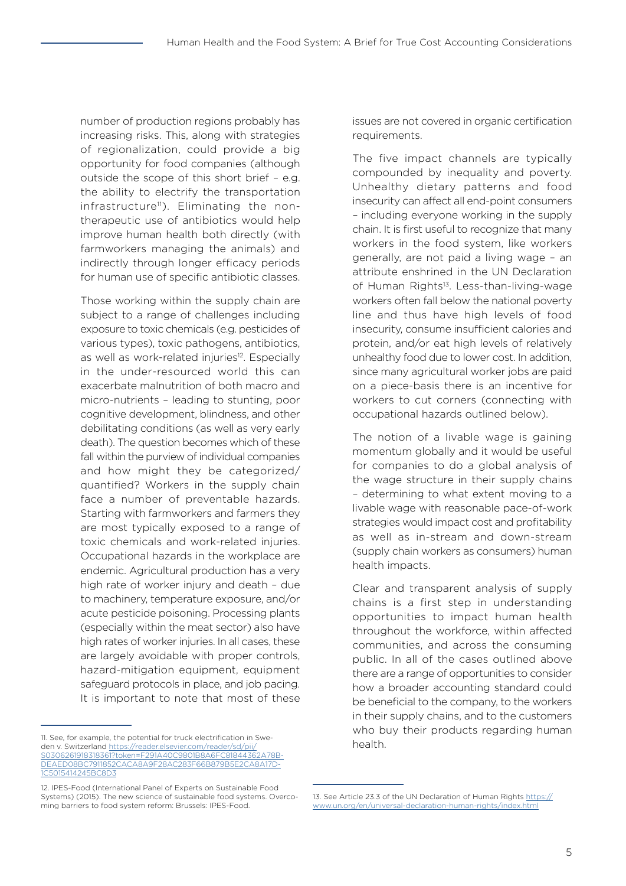number of production regions probably has increasing risks. This, along with strategies of regionalization, could provide a big opportunity for food companies (although outside the scope of this short brief – e.g. the ability to electrify the transportation infrastructure[11]). Eliminating the non-therapeutic use of antibiotics would help improve human health both directly (with farmworkers managing the animals) and indirectly through longer efficacy periods for human use of specific antibiotic classes.

Those working within the supply chain are subject to a range of challenges including exposure to toxic chemicals (e.g. pesticides of various types), toxic pathogens, antibiotics, as well as work-related injuries[12]. Especially in the under-resourced world this can exacerbate malnutrition of both macro and micro-nutrients – leading to stunting, poor cognitive development, blindness, and other debilitating conditions (as well as very early death). The question becomes which of these fall within the purview of individual companies and how might they be categorized/quantified? Workers in the supply chain face a number of preventable hazards. Starting with farmworkers and farmers they are most typically exposed to a range of toxic chemicals and work-related injuries. Occupational hazards in the workplace are endemic. Agricultural production has a very high rate of worker injury and death – due to machinery, temperature exposure, and/or acute pesticide poisoning. Processing plants (especially within the meat sector) also have high rates of worker injuries. In all cases, these are largely avoidable with proper controls, hazard-mitigation equipment, equipment safeguard protocols in place, and job pacing. It is important to note that most of these issues are not covered in organic certification requirements.

The five impact channels are typically compounded by inequality and poverty. Unhealthy dietary patterns and food insecurity can affect all end-point consumers – including everyone working in the supply chain. It is first useful to recognize that many workers in the food system, like workers generally, are not paid a living wage – an attribute enshrined in the UN Declaration of Human Rights[13]. Less-than-living-wage workers often fall below the national poverty line and thus have high levels of food insecurity, consume insufficient calories and protein, and/or eat high levels of relatively unhealthy food due to lower cost. In addition, since many agricultural worker jobs are paid on a piece-basis there is an incentive for workers to cut corners (connecting with occupational hazards outlined below).

The notion of a livable wage is gaining momentum globally and it would be useful for companies to do a global analysis of the wage structure in their supply chains – determining to what extent moving to a livable wage with reasonable pace-of-work strategies would impact cost and profitability as well as in-stream and down-stream (supply chain workers as consumers) human health impacts.

Clear and transparent analysis of supply chains is a first step in understanding opportunities to impact human health throughout the workforce, within affected communities, and across the consuming public. In all of the cases outlined above there are a range of opportunities to consider how a broader accounting standard could be beneficial to the company, to the workers in their supply chains, and to the customers who buy their products regarding human health.

---

11. See, for example, the potential for truck electrification in Sweden v. Switzerland https://reader.elsevier.com/reader/sd/pii/S0306261918318361?token=F291A40C9801B8A6FC81844362A78BDEAED08BC7911852CACA8A9F28AC283F66B879B5E2CA8A17D1C5015414245BC8D3

12. IPES-Food (International Panel of Experts on Sustainable Food Systems) (2015). The new science of sustainable food systems. Overcoming barriers to food system reform: Brussels: IPES-Food.

13. See Article 23.3 of the UN Declaration of Human Rights https://www.un.org/en/universal-declaration-human-rights/index.html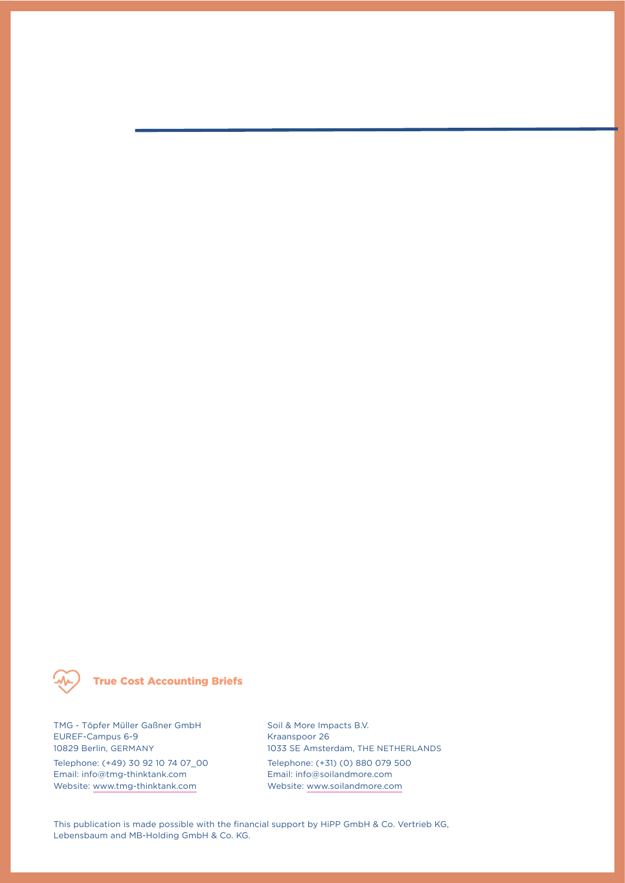**True Cost Accounting Briefs**

TMG - Töpfer Müller Gaßner GmbH
EUREF-Campus 6-9
10829 Berlin, GERMANY

Telephone: (+49) 30 92 10 74 07_00
Email: info@tmg-thinktank.com
Website: www.tmg-thinktank.com

Soil & More Impacts B.V.
Kraanspoor 26
1033 SE Amsterdam, THE NETHERLANDS

Telephone: (+31) (0) 880 079 500
Email: info@soilandmore.com
Website: www.soilandmore.com

This publication is made possible with the financial support by HiPP GmbH & Co. Vertrieb KG, Lebensbaum and MB-Holding GmbH & Co. KG.